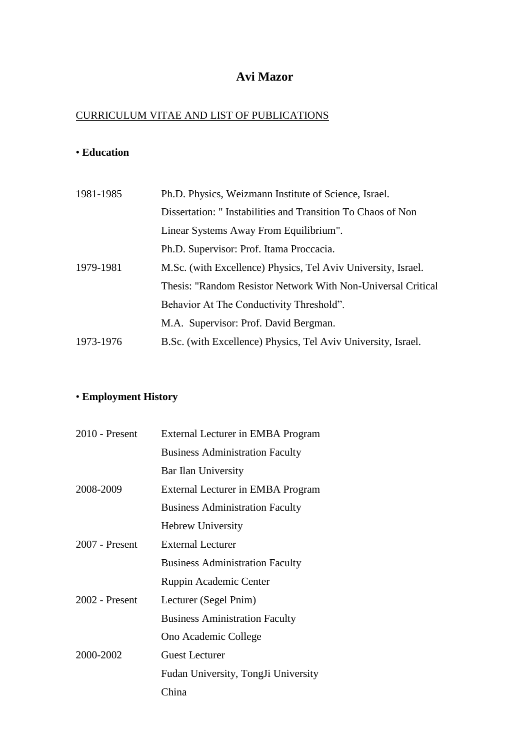# Avi Mazor

CURRICULUM VITAE AND LIST OF PUBLICATIONS

## • Education

| | |
|---|---|
| 1981-1985 | Ph.D. Physics, Weizmann Institute of Science, Israel. Dissertation: " Instabilities and Transition To Chaos of Non Linear Systems Away From Equilibrium". Ph.D. Supervisor: Prof. Itama Proccacia. |
| 1979-1981 | M.Sc. (with Excellence) Physics, Tel Aviv University, Israel. Thesis: "Random Resistor Network With Non-Universal Critical Behavior At The Conductivity Threshold". M.A. Supervisor: Prof. David Bergman. |
| 1973-1976 | B.Sc. (with Excellence) Physics, Tel Aviv University, Israel. |

## • Employment History

| | |
|---|---|
| 2010 - Present | External Lecturer in EMBA Program<br>Business Administration Faculty<br>Bar Ilan University |
| 2008-2009 | External Lecturer in EMBA Program<br>Business Administration Faculty<br>Hebrew University |
| 2007 - Present | External Lecturer<br>Business Administration Faculty<br>Ruppin Academic Center |
| 2002 - Present | Lecturer (Segel Pnim)<br>Business Aministration Faculty<br>Ono Academic College |
| 2000-2002 | Guest Lecturer<br>Fudan University, TongJi University<br>China |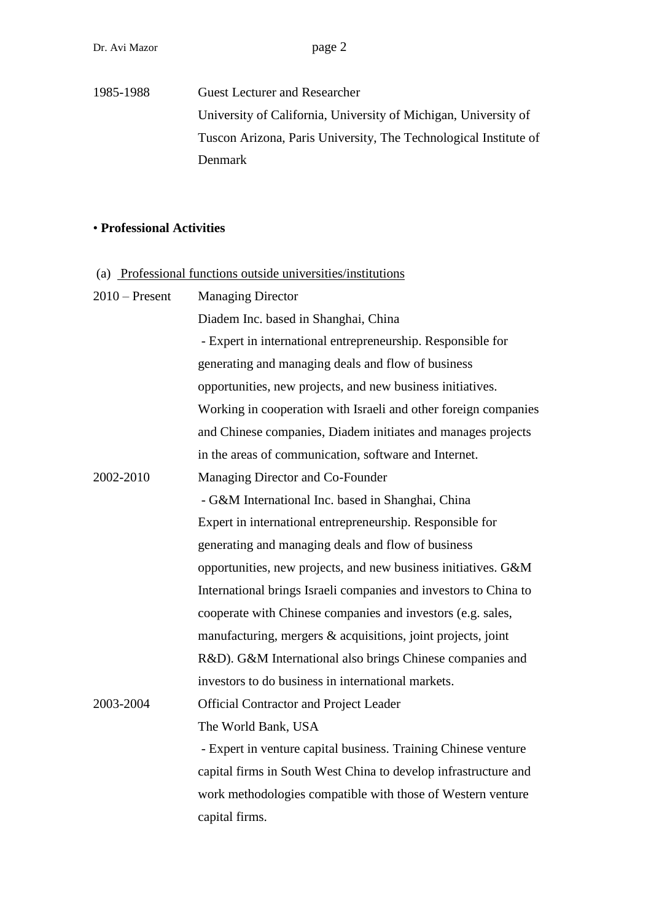1985-1988 Guest Lecturer and Researcher
University of California, University of Michigan, University of Tuscon Arizona, Paris University, The Technological Institute of Denmark

• **Professional Activities**

(a) <u>Professional functions outside universities/institutions</u>

2010 – Present Managing Director
Diadem Inc. based in Shanghai, China
- Expert in international entrepreneurship. Responsible for generating and managing deals and flow of business opportunities, new projects, and new business initiatives. Working in cooperation with Israeli and other foreign companies and Chinese companies, Diadem initiates and manages projects in the areas of communication, software and Internet.

2002-2010 Managing Director and Co-Founder
- G&M International Inc. based in Shanghai, China
Expert in international entrepreneurship. Responsible for generating and managing deals and flow of business opportunities, new projects, and new business initiatives. G&M International brings Israeli companies and investors to China to cooperate with Chinese companies and investors (e.g. sales, manufacturing, mergers & acquisitions, joint projects, joint R&D). G&M International also brings Chinese companies and investors to do business in international markets.

2003-2004 Official Contractor and Project Leader
The World Bank, USA
- Expert in venture capital business. Training Chinese venture capital firms in South West China to develop infrastructure and work methodologies compatible with those of Western venture capital firms.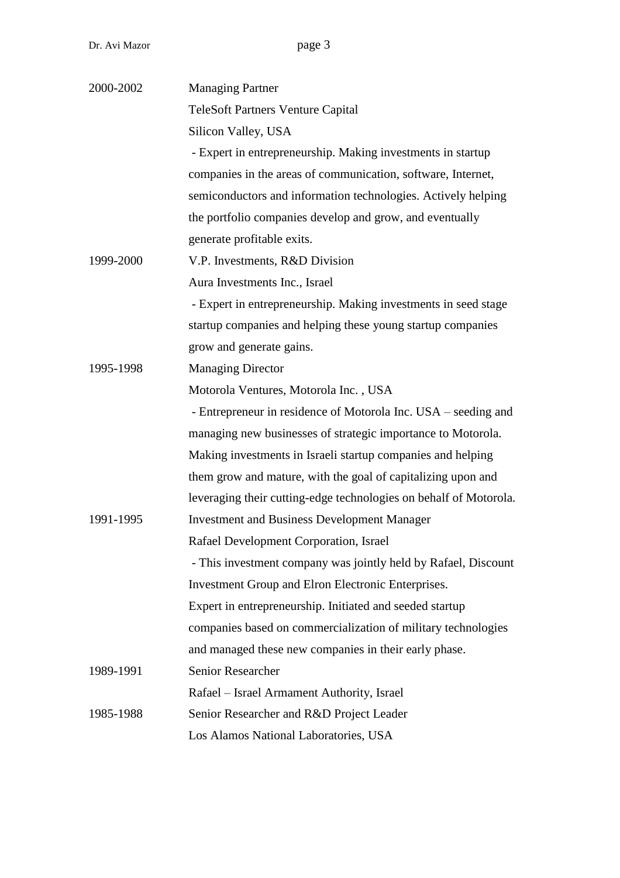| | |
|---|---|
| 2000-2002 | Managing Partner<br>TeleSoft Partners Venture Capital<br>Silicon Valley, USA<br>- Expert in entrepreneurship. Making investments in startup companies in the areas of communication, software, Internet, semiconductors and information technologies. Actively helping the portfolio companies develop and grow, and eventually generate profitable exits. |
| 1999-2000 | V.P. Investments, R&D Division<br>Aura Investments Inc., Israel<br>- Expert in entrepreneurship. Making investments in seed stage startup companies and helping these young startup companies grow and generate gains. |
| 1995-1998 | Managing Director<br>Motorola Ventures, Motorola Inc. , USA<br>- Entrepreneur in residence of Motorola Inc. USA – seeding and managing new businesses of strategic importance to Motorola. Making investments in Israeli startup companies and helping them grow and mature, with the goal of capitalizing upon and leveraging their cutting-edge technologies on behalf of Motorola. |
| 1991-1995 | Investment and Business Development Manager<br>Rafael Development Corporation, Israel<br>- This investment company was jointly held by Rafael, Discount Investment Group and Elron Electronic Enterprises.<br>Expert in entrepreneurship. Initiated and seeded startup companies based on commercialization of military technologies and managed these new companies in their early phase. |
| 1989-1991 | Senior Researcher<br>Rafael – Israel Armament Authority, Israel |
| 1985-1988 | Senior Researcher and R&D Project Leader<br>Los Alamos National Laboratories, USA |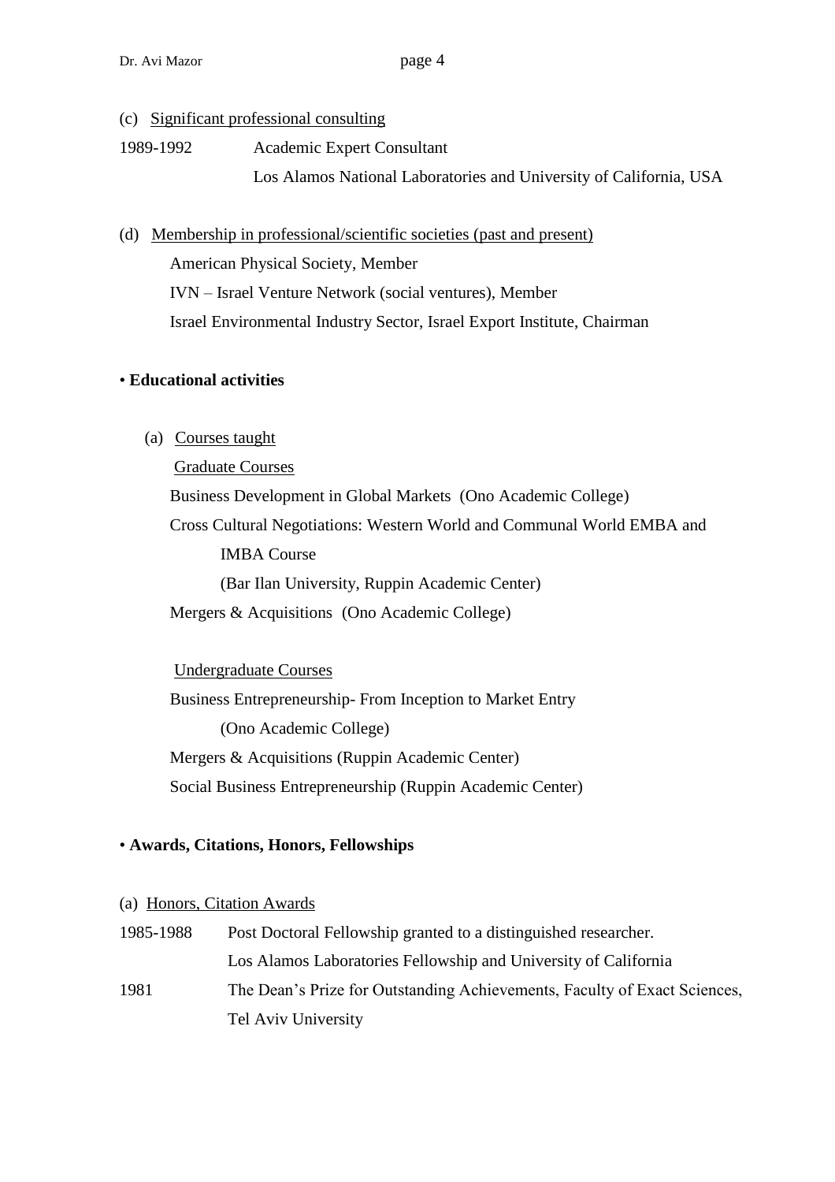(c) Significant professional consulting

1989-1992 Academic Expert Consultant
Los Alamos National Laboratories and University of California, USA

(d) Membership in professional/scientific societies (past and present)

American Physical Society, Member

IVN – Israel Venture Network (social ventures), Member

Israel Environmental Industry Sector, Israel Export Institute, Chairman

• **Educational activities**

(a) Courses taught

Graduate Courses

Business Development in Global Markets (Ono Academic College)

Cross Cultural Negotiations: Western World and Communal World EMBA and IMBA Course (Bar Ilan University, Ruppin Academic Center)

Mergers & Acquisitions (Ono Academic College)

Undergraduate Courses

Business Entrepreneurship- From Inception to Market Entry (Ono Academic College)

Mergers & Acquisitions (Ruppin Academic Center)

Social Business Entrepreneurship (Ruppin Academic Center)

• **Awards, Citations, Honors, Fellowships**

(a) Honors, Citation Awards

1985-1988 Post Doctoral Fellowship granted to a distinguished researcher.
Los Alamos Laboratories Fellowship and University of California

1981 The Dean's Prize for Outstanding Achievements, Faculty of Exact Sciences, Tel Aviv University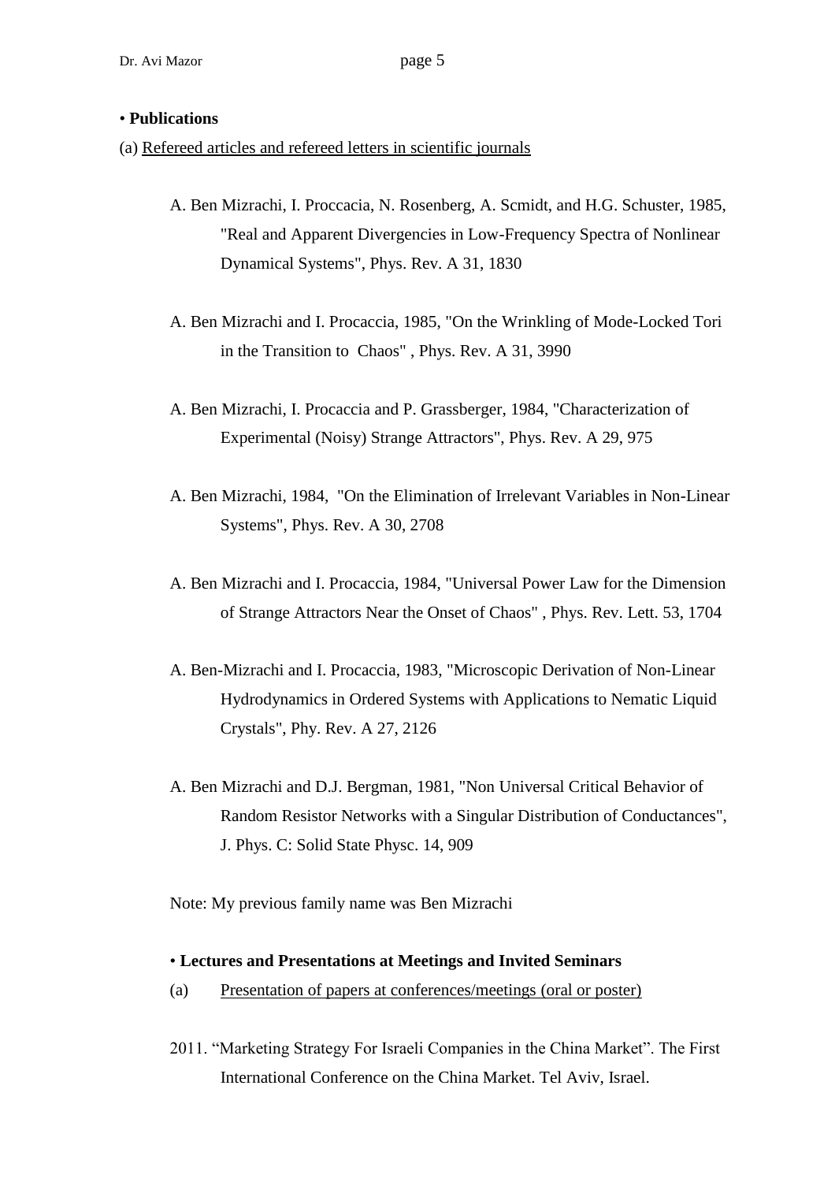• **Publications**

(a) Refereed articles and refereed letters in scientific journals

A. Ben Mizrachi, I. Proccacia, N. Rosenberg, A. Scmidt, and H.G. Schuster, 1985, "Real and Apparent Divergencies in Low-Frequency Spectra of Nonlinear Dynamical Systems", Phys. Rev. A 31, 1830

A. Ben Mizrachi and I. Procaccia, 1985, "On the Wrinkling of Mode-Locked Tori in the Transition to Chaos" , Phys. Rev. A 31, 3990

A. Ben Mizrachi, I. Procaccia and P. Grassberger, 1984, "Characterization of Experimental (Noisy) Strange Attractors", Phys. Rev. A 29, 975

A. Ben Mizrachi, 1984, "On the Elimination of Irrelevant Variables in Non-Linear Systems", Phys. Rev. A 30, 2708

A. Ben Mizrachi and I. Procaccia, 1984, "Universal Power Law for the Dimension of Strange Attractors Near the Onset of Chaos" , Phys. Rev. Lett. 53, 1704

A. Ben-Mizrachi and I. Procaccia, 1983, "Microscopic Derivation of Non-Linear Hydrodynamics in Ordered Systems with Applications to Nematic Liquid Crystals", Phy. Rev. A 27, 2126

A. Ben Mizrachi and D.J. Bergman, 1981, "Non Universal Critical Behavior of Random Resistor Networks with a Singular Distribution of Conductances", J. Phys. C: Solid State Physc. 14, 909

Note: My previous family name was Ben Mizrachi

• **Lectures and Presentations at Meetings and Invited Seminars**

(a) Presentation of papers at conferences/meetings (oral or poster)

2011. "Marketing Strategy For Israeli Companies in the China Market". The First International Conference on the China Market. Tel Aviv, Israel.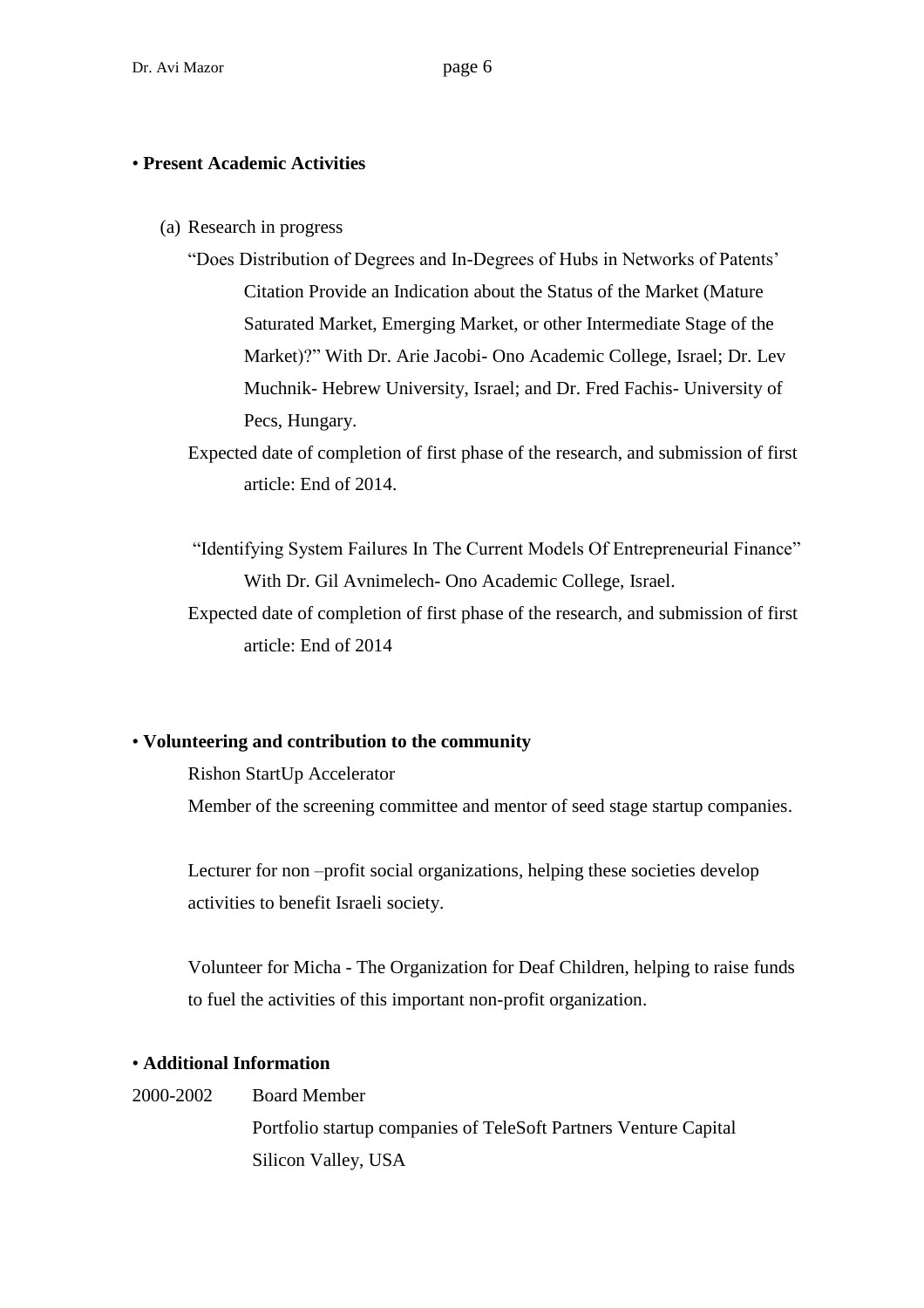• **Present Academic Activities**

(a) Research in progress

"Does Distribution of Degrees and In-Degrees of Hubs in Networks of Patents' Citation Provide an Indication about the Status of the Market (Mature Saturated Market, Emerging Market, or other Intermediate Stage of the Market)?" With Dr. Arie Jacobi- Ono Academic College, Israel; Dr. Lev Muchnik- Hebrew University, Israel; and Dr. Fred Fachis- University of Pecs, Hungary.

Expected date of completion of first phase of the research, and submission of first article: End of 2014.

"Identifying System Failures In The Current Models Of Entrepreneurial Finance" With Dr. Gil Avnimelech- Ono Academic College, Israel.

Expected date of completion of first phase of the research, and submission of first article: End of 2014

• **Volunteering and contribution to the community**

Rishon StartUp Accelerator

Member of the screening committee and mentor of seed stage startup companies.

Lecturer for non –profit social organizations, helping these societies develop activities to benefit Israeli society.

Volunteer for Micha - The Organization for Deaf Children, helping to raise funds to fuel the activities of this important non-profit organization.

• **Additional Information**

2000-2002 Board Member
Portfolio startup companies of TeleSoft Partners Venture Capital
Silicon Valley, USA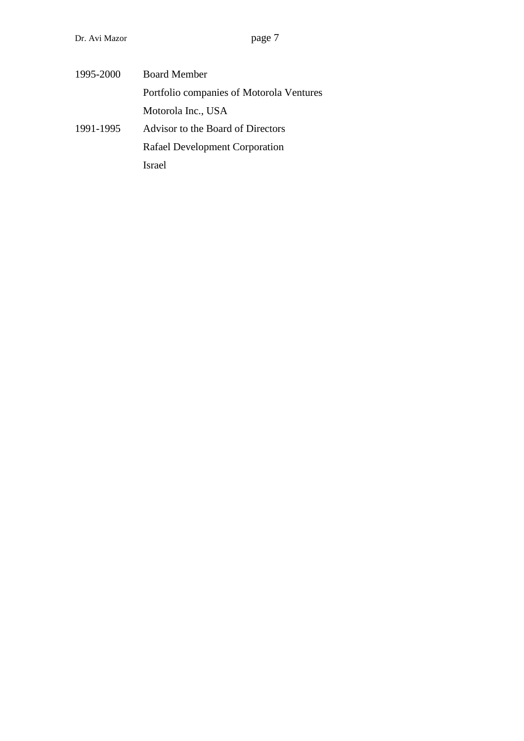| | |
|---|---|
| 1995-2000 | Board Member |
| | Portfolio companies of Motorola Ventures |
| | Motorola Inc., USA |
| 1991-1995 | Advisor to the Board of Directors |
| | Rafael Development Corporation |
| | Israel |